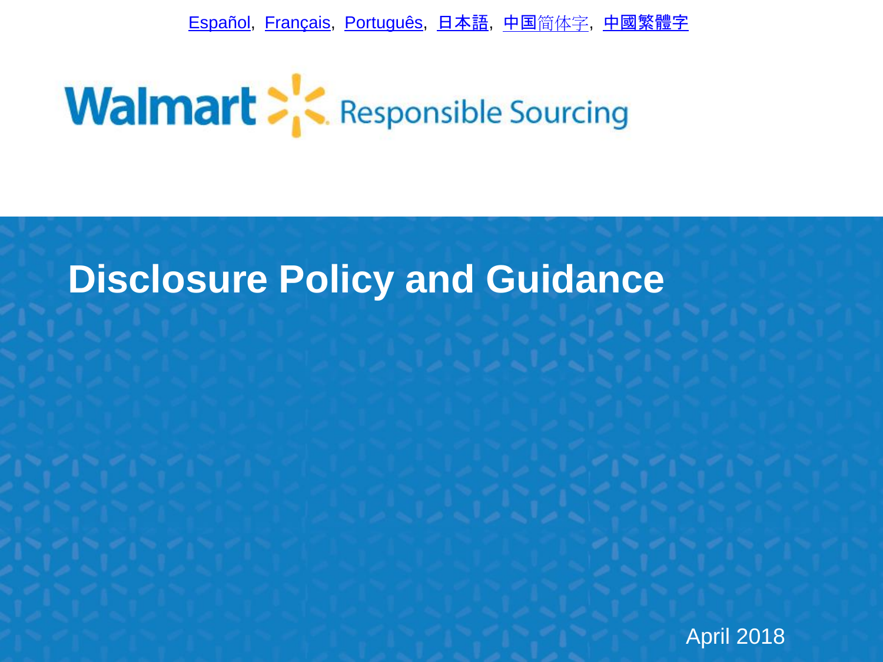Español, Français, Português, 日本語, 中国简体字, 中國繁體字

Walmart Responsible Sourcing

# Disclosure Policy and Guidance

April 2018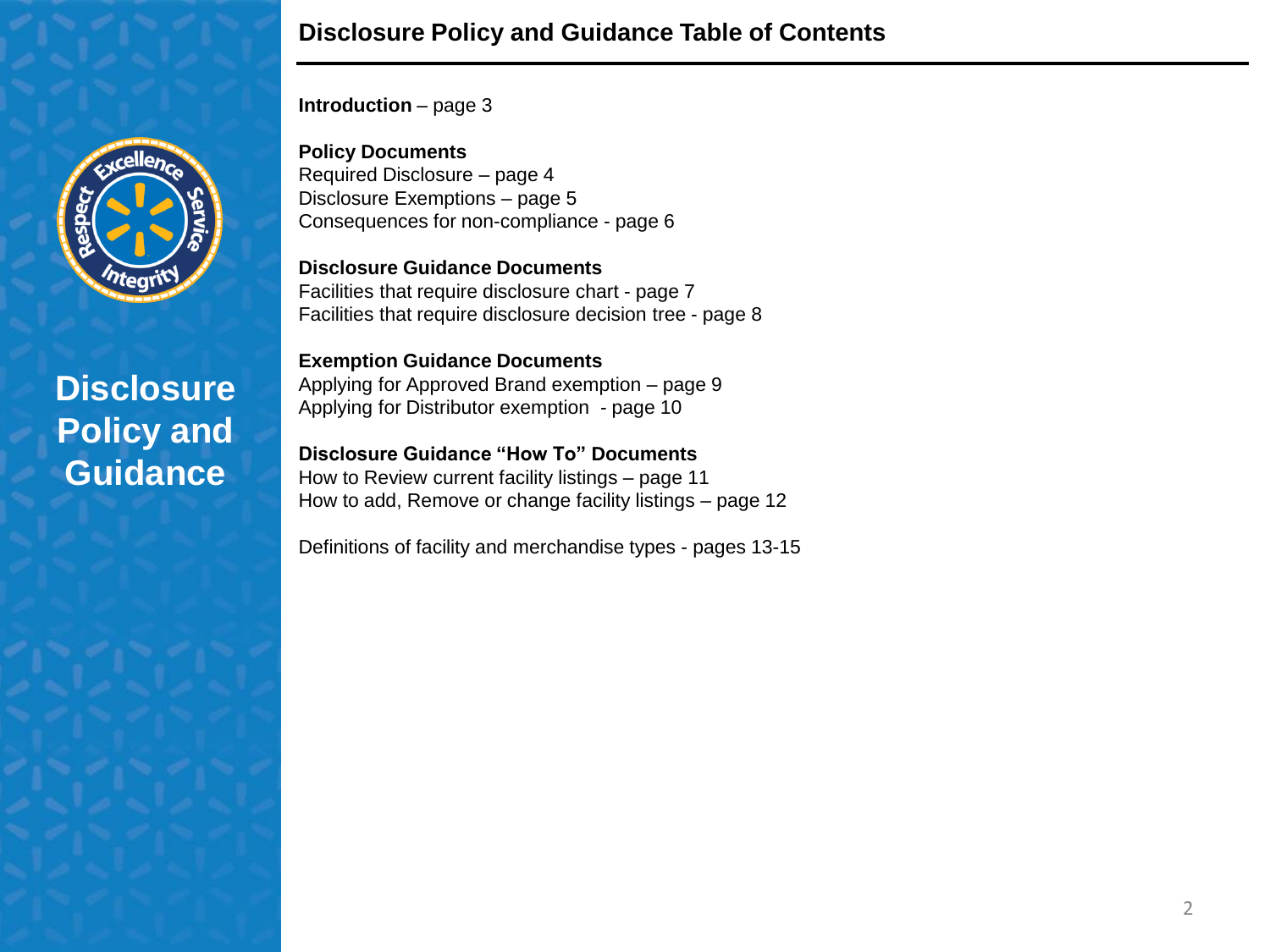# Disclosure Policy and Guidance

## Disclosure Policy and Guidance Table of Contents

**Introduction** – page 3

**Policy Documents**
Required Disclosure – page 4
Disclosure Exemptions – page 5
Consequences for non-compliance - page 6

**Disclosure Guidance Documents**
Facilities that require disclosure chart - page 7
Facilities that require disclosure decision tree - page 8

**Exemption Guidance Documents**
Applying for Approved Brand exemption – page 9
Applying for Distributor exemption - page 10

**Disclosure Guidance "How To" Documents**
How to Review current facility listings – page 11
How to add, Remove or change facility listings – page 12

Definitions of facility and merchandise types - pages 13-15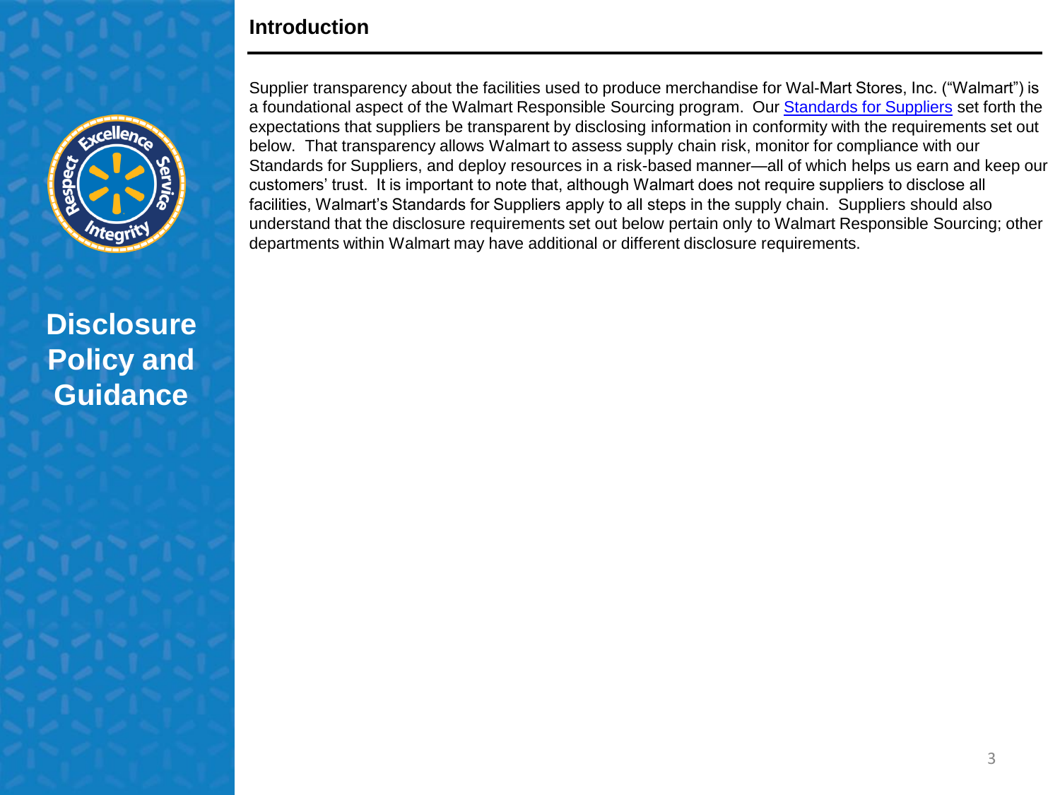# Disclosure Policy and Guidance

## Introduction

Supplier transparency about the facilities used to produce merchandise for Wal-Mart Stores, Inc. ("Walmart") is a foundational aspect of the Walmart Responsible Sourcing program. Our Standards for Suppliers set forth the expectations that suppliers be transparent by disclosing information in conformity with the requirements set out below. That transparency allows Walmart to assess supply chain risk, monitor for compliance with our Standards for Suppliers, and deploy resources in a risk-based manner—all of which helps us earn and keep our customers' trust. It is important to note that, although Walmart does not require suppliers to disclose all facilities, Walmart's Standards for Suppliers apply to all steps in the supply chain. Suppliers should also understand that the disclosure requirements set out below pertain only to Walmart Responsible Sourcing; other departments within Walmart may have additional or different disclosure requirements.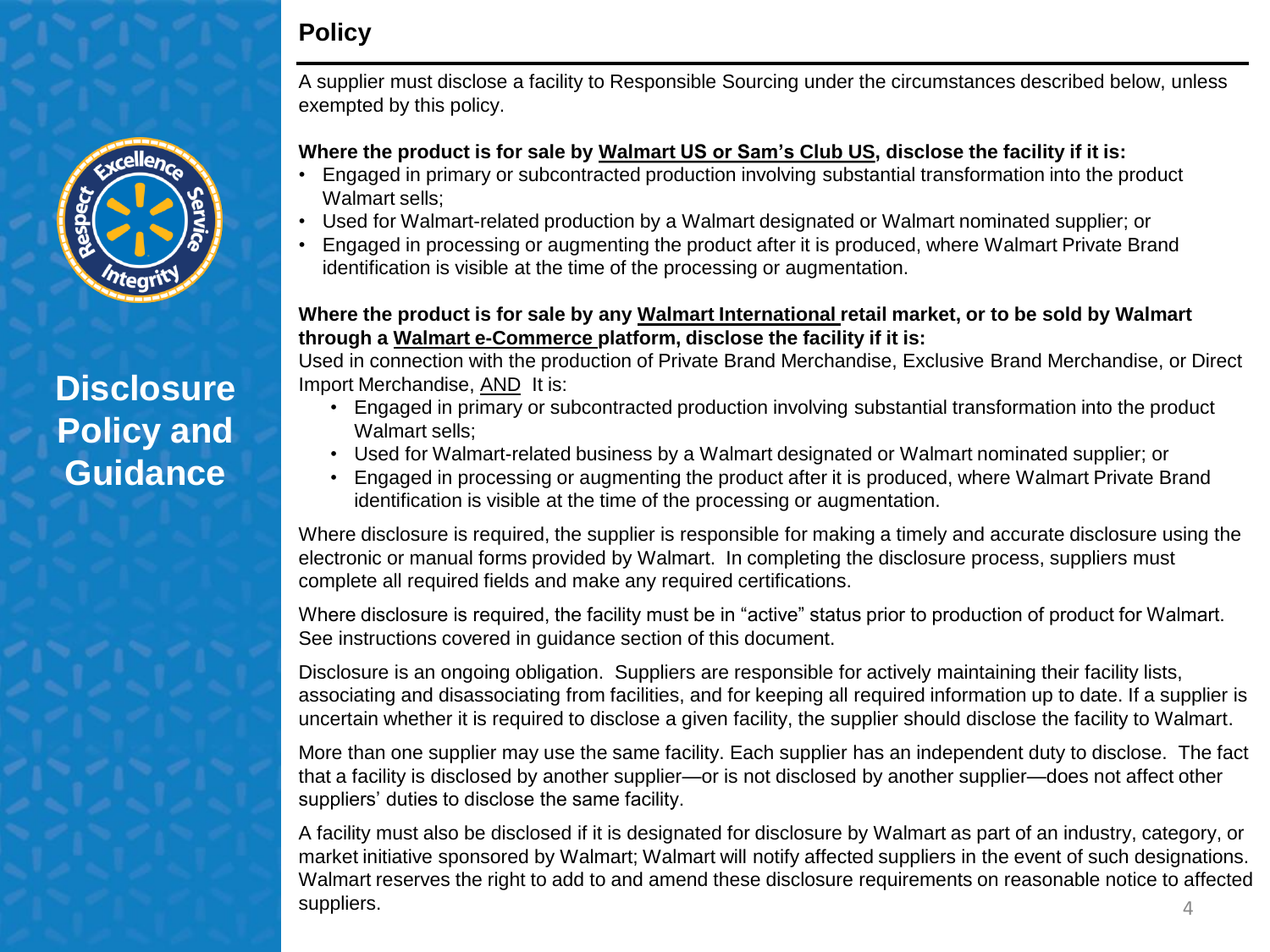# Disclosure Policy and Guidance

## Policy

A supplier must disclose a facility to Responsible Sourcing under the circumstances described below, unless exempted by this policy.

**Where the product is for sale by <u>Walmart US or Sam's Club US</u>, disclose the facility if it is:**

- Engaged in primary or subcontracted production involving substantial transformation into the product Walmart sells;
- Used for Walmart-related production by a Walmart designated or Walmart nominated supplier; or
- Engaged in processing or augmenting the product after it is produced, where Walmart Private Brand identification is visible at the time of the processing or augmentation.

**Where the product is for sale by any <u>Walmart International</u> retail market, or to be sold by Walmart through a <u>Walmart e-Commerce</u> platform, disclose the facility if it is:**

Used in connection with the production of Private Brand Merchandise, Exclusive Brand Merchandise, or Direct Import Merchandise, <u>AND</u> It is:

- Engaged in primary or subcontracted production involving substantial transformation into the product Walmart sells;
- Used for Walmart-related business by a Walmart designated or Walmart nominated supplier; or
- Engaged in processing or augmenting the product after it is produced, where Walmart Private Brand identification is visible at the time of the processing or augmentation.

Where disclosure is required, the supplier is responsible for making a timely and accurate disclosure using the electronic or manual forms provided by Walmart. In completing the disclosure process, suppliers must complete all required fields and make any required certifications.

Where disclosure is required, the facility must be in "active" status prior to production of product for Walmart. See instructions covered in guidance section of this document.

Disclosure is an ongoing obligation. Suppliers are responsible for actively maintaining their facility lists, associating and disassociating from facilities, and for keeping all required information up to date. If a supplier is uncertain whether it is required to disclose a given facility, the supplier should disclose the facility to Walmart.

More than one supplier may use the same facility. Each supplier has an independent duty to disclose. The fact that a facility is disclosed by another supplier—or is not disclosed by another supplier—does not affect other suppliers' duties to disclose the same facility.

A facility must also be disclosed if it is designated for disclosure by Walmart as part of an industry, category, or market initiative sponsored by Walmart; Walmart will notify affected suppliers in the event of such designations. Walmart reserves the right to add to and amend these disclosure requirements on reasonable notice to affected suppliers.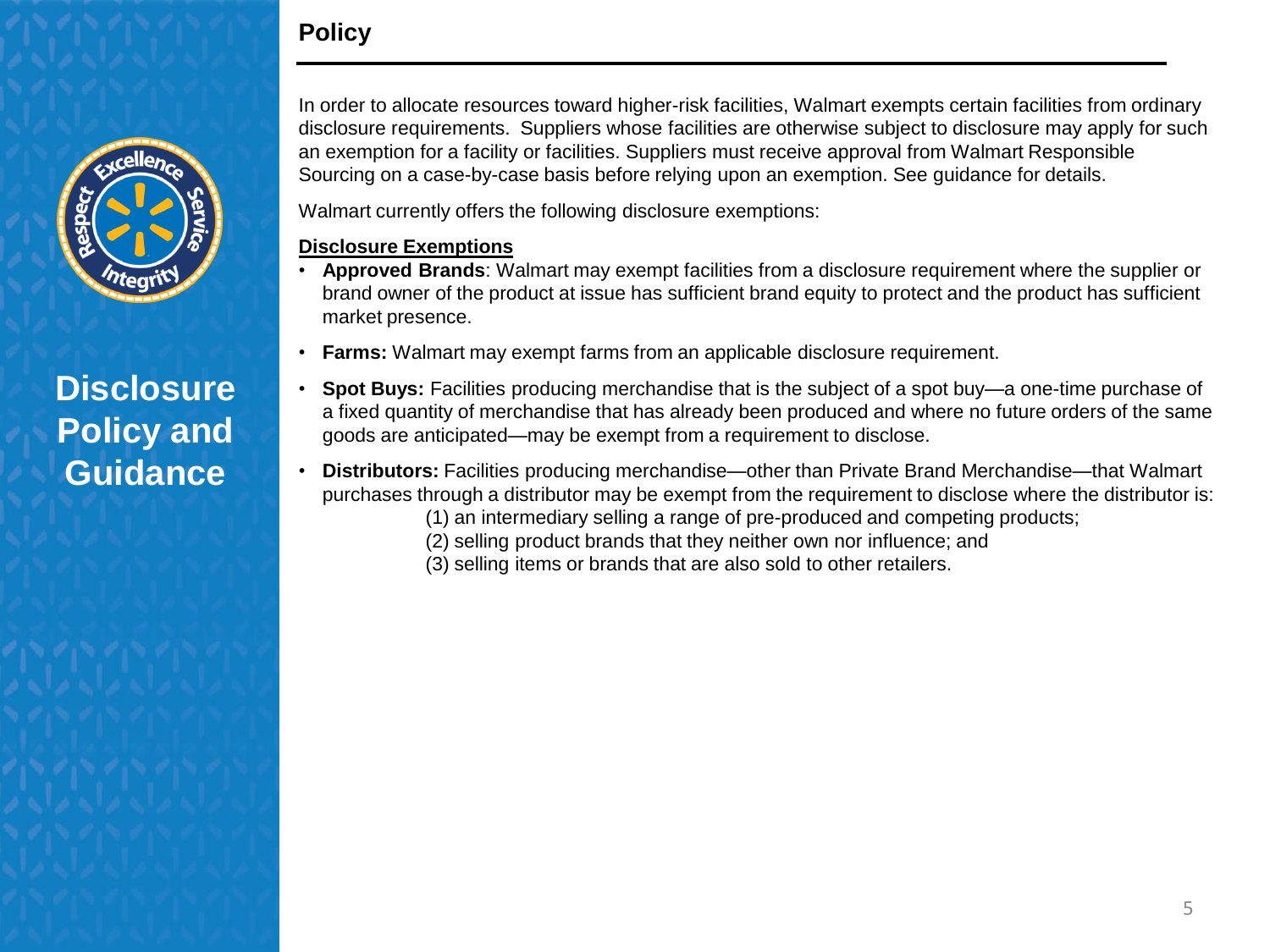# Disclosure Policy and Guidance

## Policy

In order to allocate resources toward higher-risk facilities, Walmart exempts certain facilities from ordinary disclosure requirements. Suppliers whose facilities are otherwise subject to disclosure may apply for such an exemption for a facility or facilities. Suppliers must receive approval from Walmart Responsible Sourcing on a case-by-case basis before relying upon an exemption. See guidance for details.

Walmart currently offers the following disclosure exemptions:

**Disclosure Exemptions**

- **Approved Brands**: Walmart may exempt facilities from a disclosure requirement where the supplier or brand owner of the product at issue has sufficient brand equity to protect and the product has sufficient market presence.
- **Farms:** Walmart may exempt farms from an applicable disclosure requirement.
- **Spot Buys:** Facilities producing merchandise that is the subject of a spot buy—a one-time purchase of a fixed quantity of merchandise that has already been produced and where no future orders of the same goods are anticipated—may be exempt from a requirement to disclose.
- **Distributors:** Facilities producing merchandise—other than Private Brand Merchandise—that Walmart purchases through a distributor may be exempt from the requirement to disclose where the distributor is:
  - (1) an intermediary selling a range of pre-produced and competing products;
  - (2) selling product brands that they neither own nor influence; and
  - (3) selling items or brands that are also sold to other retailers.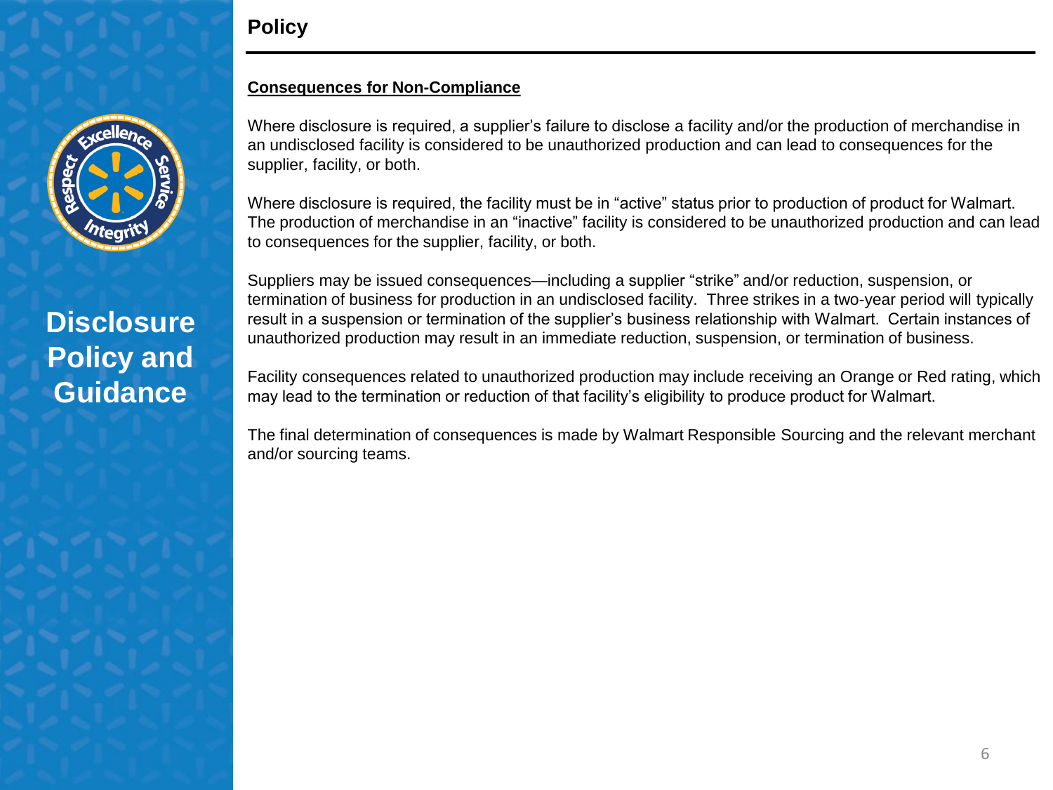# Policy

**Consequences for Non-Compliance**

Where disclosure is required, a supplier's failure to disclose a facility and/or the production of merchandise in an undisclosed facility is considered to be unauthorized production and can lead to consequences for the supplier, facility, or both.

Where disclosure is required, the facility must be in "active" status prior to production of product for Walmart. The production of merchandise in an "inactive" facility is considered to be unauthorized production and can lead to consequences for the supplier, facility, or both.

Suppliers may be issued consequences—including a supplier "strike" and/or reduction, suspension, or termination of business for production in an undisclosed facility. Three strikes in a two-year period will typically result in a suspension or termination of the supplier's business relationship with Walmart. Certain instances of unauthorized production may result in an immediate reduction, suspension, or termination of business.

Facility consequences related to unauthorized production may include receiving an Orange or Red rating, which may lead to the termination or reduction of that facility's eligibility to produce product for Walmart.

The final determination of consequences is made by Walmart Responsible Sourcing and the relevant merchant and/or sourcing teams.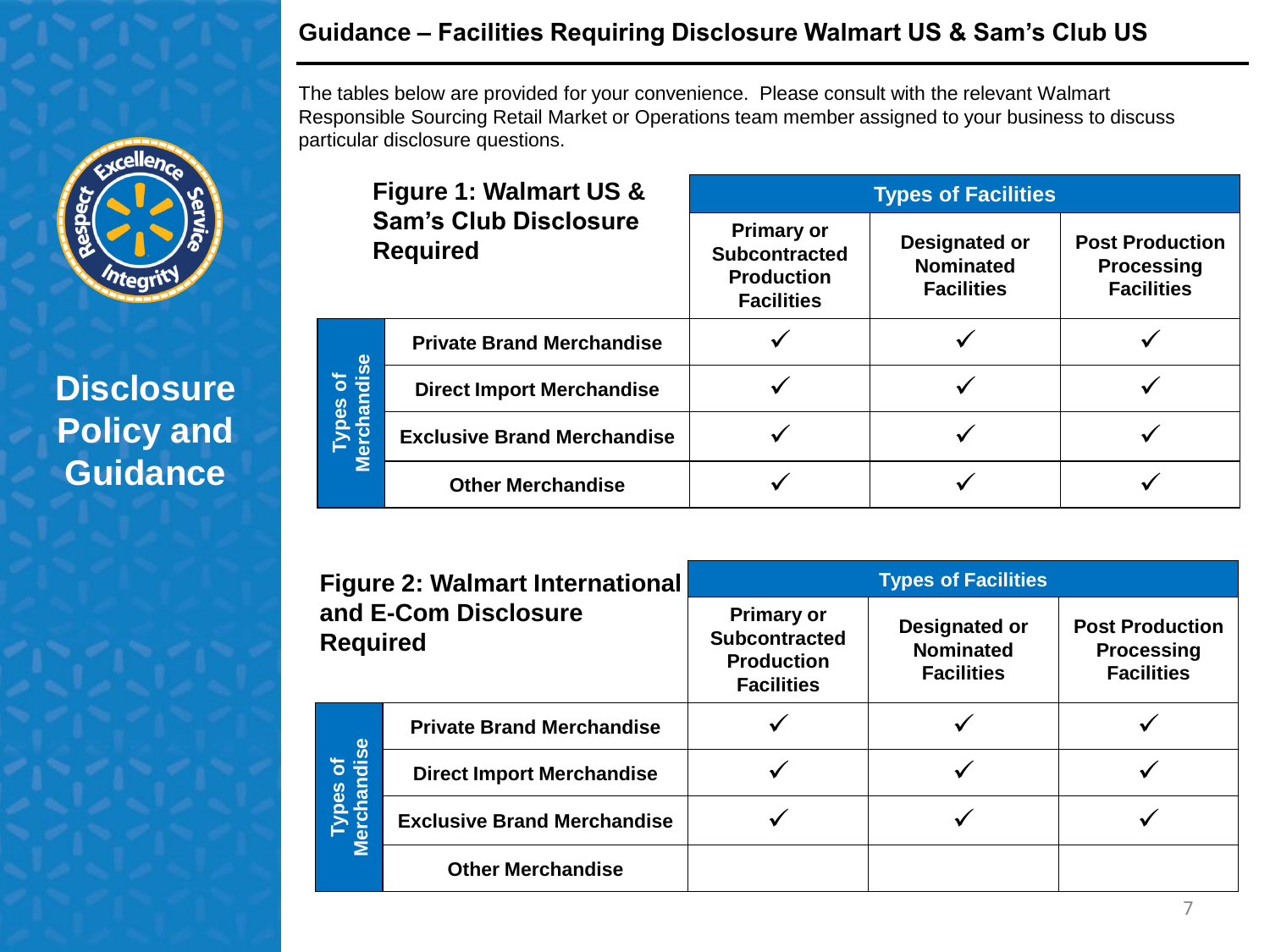## Guidance – Facilities Requiring Disclosure Walmart US & Sam's Club US

Disclosure Policy and Guidance

The tables below are provided for your convenience. Please consult with the relevant Walmart Responsible Sourcing Retail Market or Operations team member assigned to your business to discuss particular disclosure questions.

**Figure 1: Walmart US & Sam's Club Disclosure Required**

| Types of Merchandise | Types of Facilities: Primary or Subcontracted Production Facilities | Types of Facilities: Designated or Nominated Facilities | Types of Facilities: Post Production Processing Facilities |
|---|---|---|---|
| Private Brand Merchandise | ✓ | ✓ | ✓ |
| Direct Import Merchandise | ✓ | ✓ | ✓ |
| Exclusive Brand Merchandise | ✓ | ✓ | ✓ |
| Other Merchandise | ✓ | ✓ | ✓ |

**Figure 2: Walmart International and E-Com Disclosure Required**

| Types of Merchandise | Types of Facilities: Primary or Subcontracted Production Facilities | Types of Facilities: Designated or Nominated Facilities | Types of Facilities: Post Production Processing Facilities |
|---|---|---|---|
| Private Brand Merchandise | ✓ | ✓ | ✓ |
| Direct Import Merchandise | ✓ | ✓ | ✓ |
| Exclusive Brand Merchandise | ✓ | ✓ | ✓ |
| Other Merchandise | | | |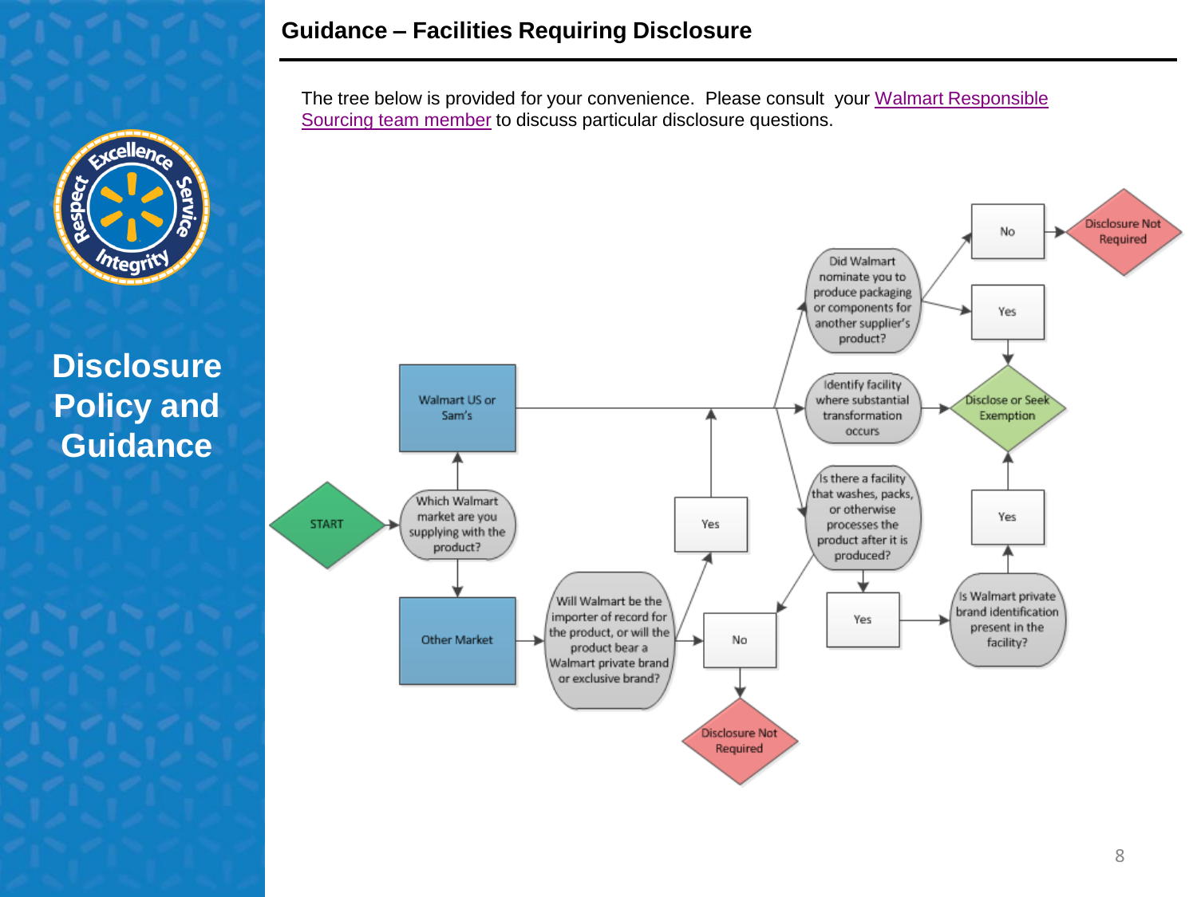## Guidance – Facilities Requiring Disclosure

The tree below is provided for your convenience. Please consult your Walmart Responsible Sourcing team member to discuss particular disclosure questions.

START

Which Walmart market are you supplying with the product?

Walmart US or Sam's

Other Market

Will Walmart be the importer of record for the product, or will the product bear a Walmart private brand or exclusive brand?

Yes

No

Disclosure Not Required

Did Walmart nominate you to produce packaging or components for another supplier's product?

No

Disclosure Not Required

Yes

Identify facility where substantial transformation occurs

Disclose or Seek Exemption

Is there a facility that washes, packs, or otherwise processes the product after it is produced?

Yes

Is Walmart private brand identification present in the facility?

Yes

No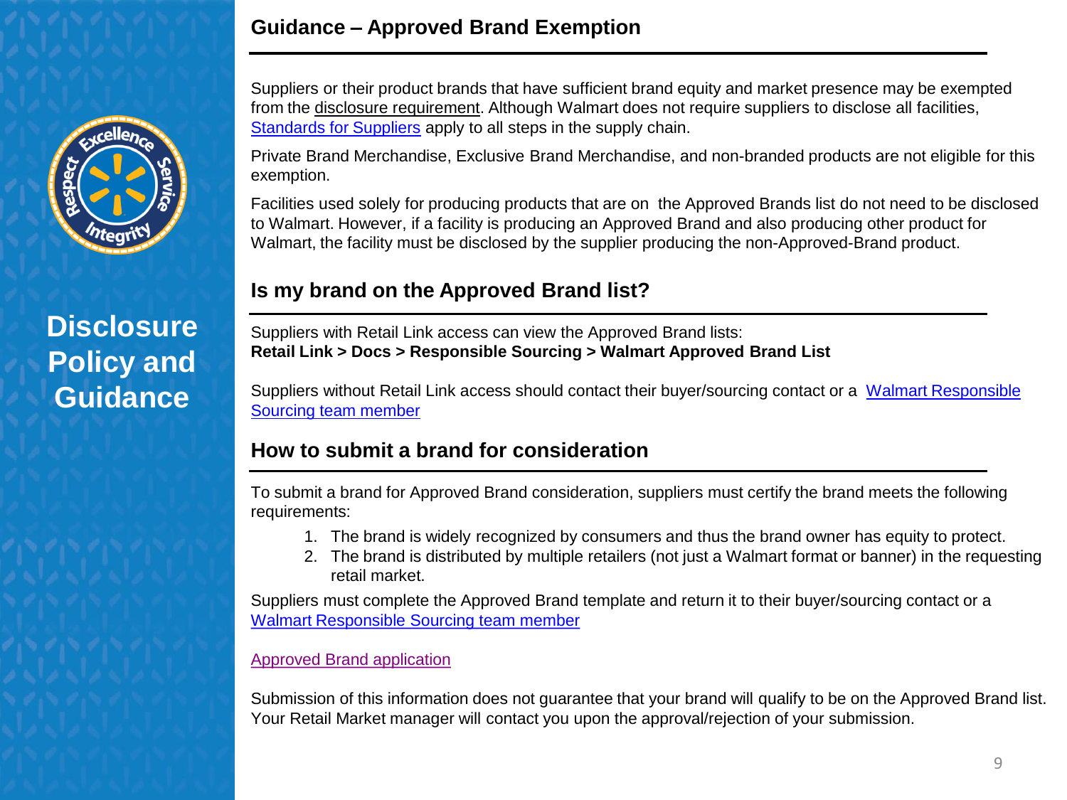# Disclosure Policy and Guidance

## Guidance – Approved Brand Exemption

Suppliers or their product brands that have sufficient brand equity and market presence may be exempted from the disclosure requirement. Although Walmart does not require suppliers to disclose all facilities, Standards for Suppliers apply to all steps in the supply chain.

Private Brand Merchandise, Exclusive Brand Merchandise, and non-branded products are not eligible for this exemption.

Facilities used solely for producing products that are on the Approved Brands list do not need to be disclosed to Walmart. However, if a facility is producing an Approved Brand and also producing other product for Walmart, the facility must be disclosed by the supplier producing the non-Approved-Brand product.

## Is my brand on the Approved Brand list?

Suppliers with Retail Link access can view the Approved Brand lists:
**Retail Link > Docs > Responsible Sourcing > Walmart Approved Brand List**

Suppliers without Retail Link access should contact their buyer/sourcing contact or a Walmart Responsible Sourcing team member

## How to submit a brand for consideration

To submit a brand for Approved Brand consideration, suppliers must certify the brand meets the following requirements:

1. The brand is widely recognized by consumers and thus the brand owner has equity to protect.
2. The brand is distributed by multiple retailers (not just a Walmart format or banner) in the requesting retail market.

Suppliers must complete the Approved Brand template and return it to their buyer/sourcing contact or a Walmart Responsible Sourcing team member

Approved Brand application

Submission of this information does not guarantee that your brand will qualify to be on the Approved Brand list. Your Retail Market manager will contact you upon the approval/rejection of your submission.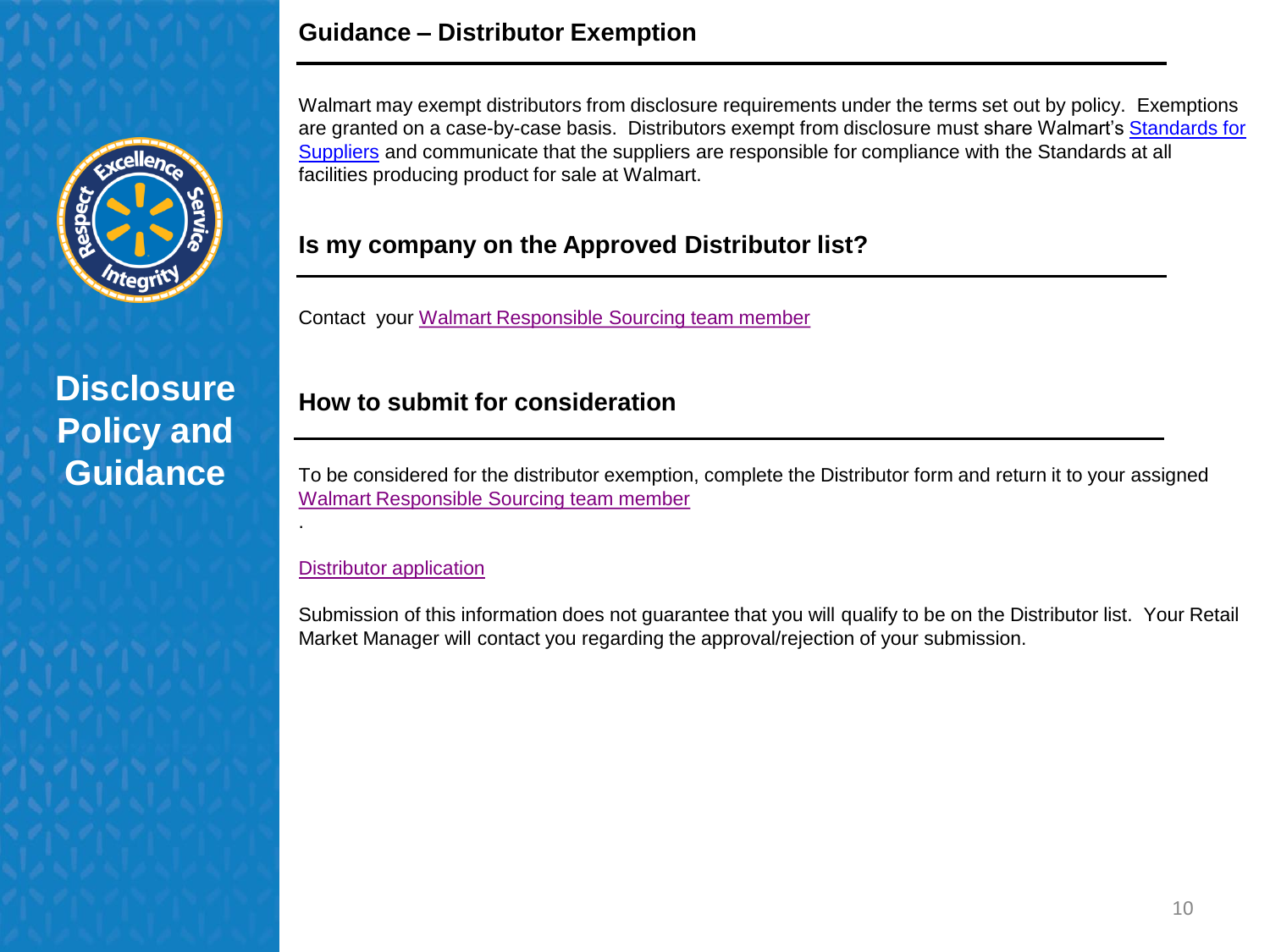**Disclosure Policy and Guidance**

## Guidance – Distributor Exemption

Walmart may exempt distributors from disclosure requirements under the terms set out by policy. Exemptions are granted on a case-by-case basis. Distributors exempt from disclosure must share Walmart's Standards for Suppliers and communicate that the suppliers are responsible for compliance with the Standards at all facilities producing product for sale at Walmart.

## Is my company on the Approved Distributor list?

Contact your Walmart Responsible Sourcing team member

## How to submit for consideration

To be considered for the distributor exemption, complete the Distributor form and return it to your assigned Walmart Responsible Sourcing team member

.

Distributor application

Submission of this information does not guarantee that you will qualify to be on the Distributor list. Your Retail Market Manager will contact you regarding the approval/rejection of your submission.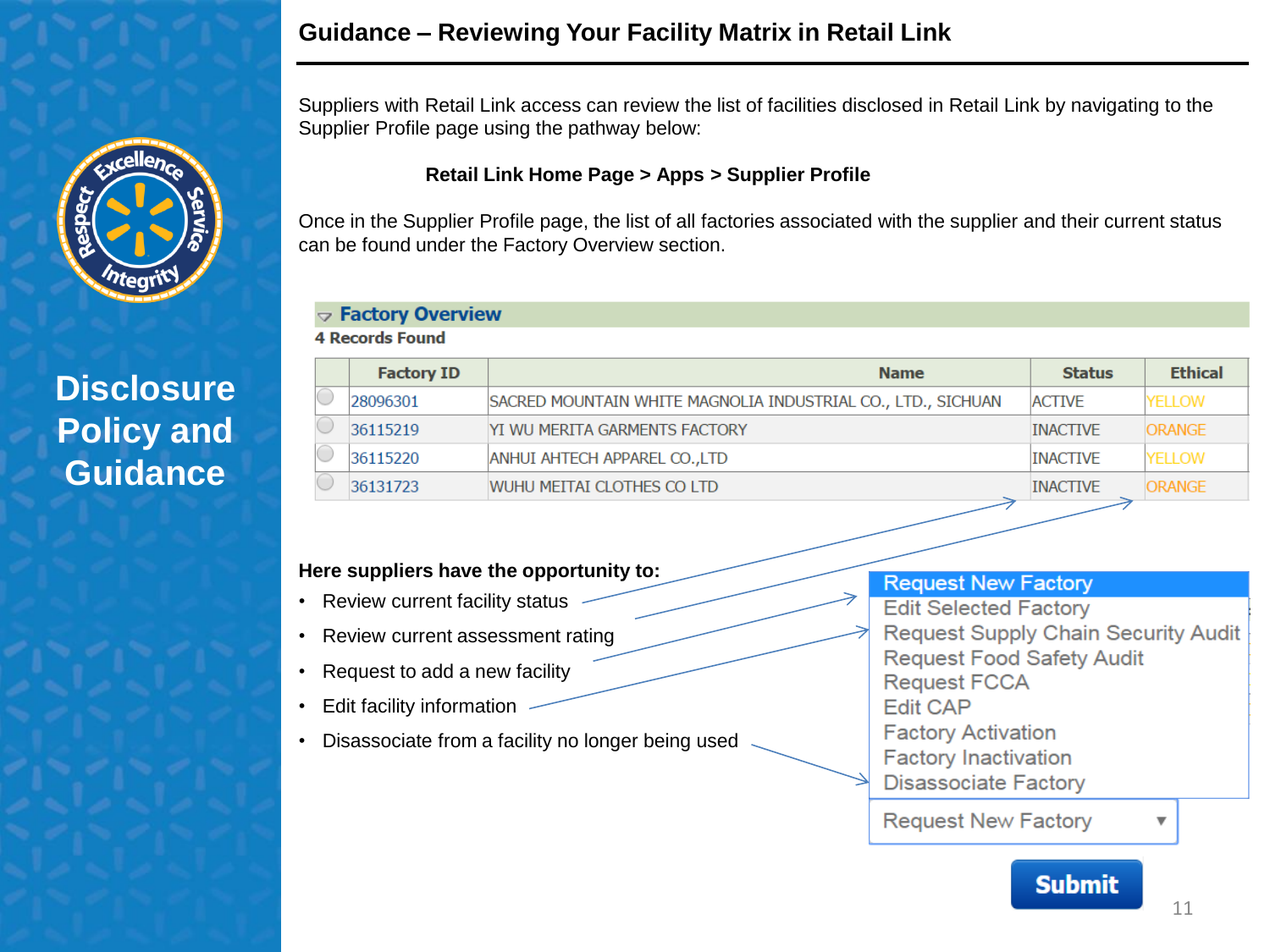## Disclosure Policy and Guidance

# Guidance – Reviewing Your Facility Matrix in Retail Link

Suppliers with Retail Link access can review the list of facilities disclosed in Retail Link by navigating to the Supplier Profile page using the pathway below:

**Retail Link Home Page > Apps > Supplier Profile**

Once in the Supplier Profile page, the list of all factories associated with the supplier and their current status can be found under the Factory Overview section.

**Factory Overview**

**4 Records Found**

| | Factory ID | Name | Status | Ethical |
|---|---|---|---|---|
| | 28096301 | SACRED MOUNTAIN WHITE MAGNOLIA INDUSTRIAL CO., LTD., SICHUAN | ACTIVE | YELLOW |
| | 36115219 | YI WU MERITA GARMENTS FACTORY | INACTIVE | ORANGE |
| | 36115220 | ANHUI AHTECH APPAREL CO.,LTD | INACTIVE | YELLOW |
| | 36131723 | WUHU MEITAI CLOTHES CO LTD | INACTIVE | ORANGE |

**Here suppliers have the opportunity to:**

- Review current facility status
- Review current assessment rating
- Request to add a new facility
- Edit facility information
- Disassociate from a facility no longer being used

Request New Factory
Edit Selected Factory
Request Supply Chain Security Audit
Request Food Safety Audit
Request FCCA
Edit CAP
Factory Activation
Factory Inactivation
Disassociate Factory

Request New Factory ▼

Submit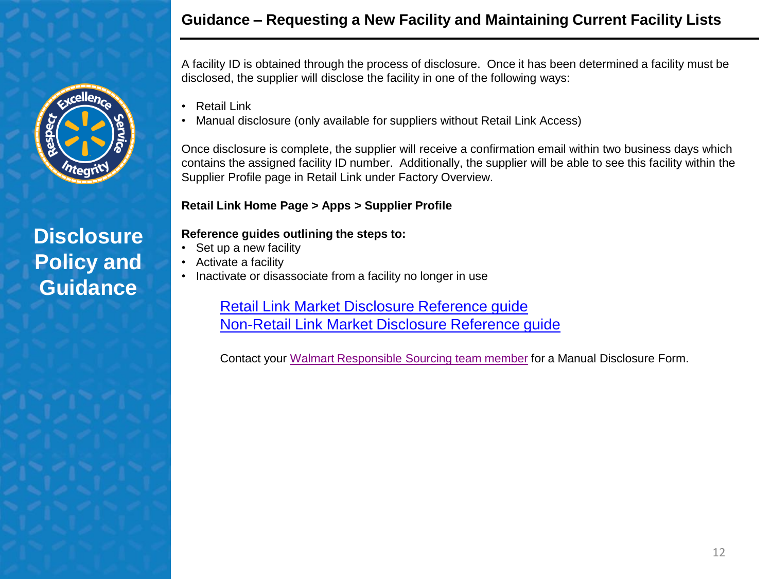## Guidance – Requesting a New Facility and Maintaining Current Facility Lists

**Disclosure Policy and Guidance**

A facility ID is obtained through the process of disclosure. Once it has been determined a facility must be disclosed, the supplier will disclose the facility in one of the following ways:

- Retail Link
- Manual disclosure (only available for suppliers without Retail Link Access)

Once disclosure is complete, the supplier will receive a confirmation email within two business days which contains the assigned facility ID number. Additionally, the supplier will be able to see this facility within the Supplier Profile page in Retail Link under Factory Overview.

**Retail Link Home Page > Apps > Supplier Profile**

**Reference guides outlining the steps to:**

- Set up a new facility
- Activate a facility
- Inactivate or disassociate from a facility no longer in use

Retail Link Market Disclosure Reference guide
Non-Retail Link Market Disclosure Reference guide

Contact your Walmart Responsible Sourcing team member for a Manual Disclosure Form.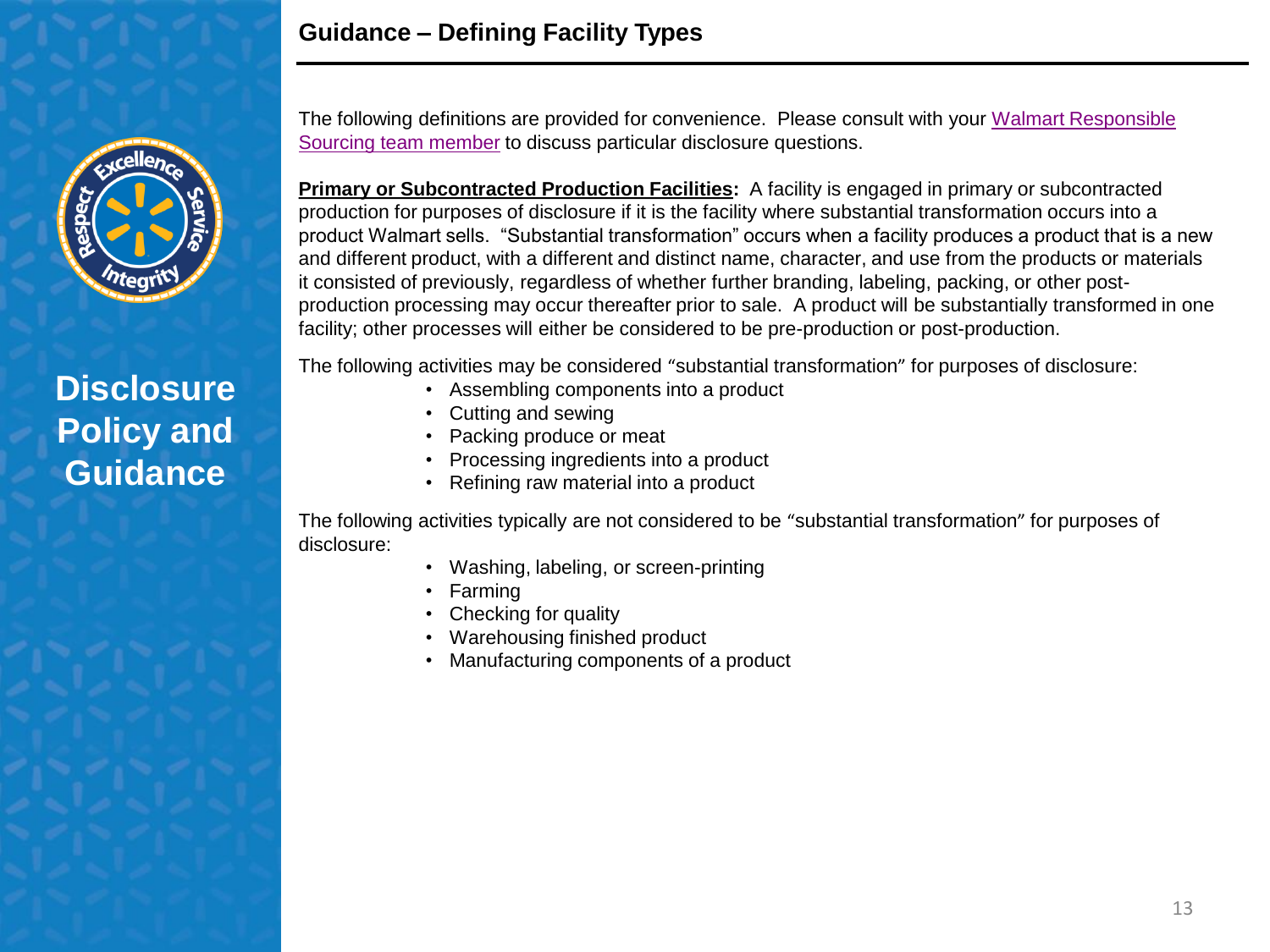## Guidance – Defining Facility Types

The following definitions are provided for convenience. Please consult with your Walmart Responsible Sourcing team member to discuss particular disclosure questions.

**Primary or Subcontracted Production Facilities:** A facility is engaged in primary or subcontracted production for purposes of disclosure if it is the facility where substantial transformation occurs into a product Walmart sells. "Substantial transformation" occurs when a facility produces a product that is a new and different product, with a different and distinct name, character, and use from the products or materials it consisted of previously, regardless of whether further branding, labeling, packing, or other post-production processing may occur thereafter prior to sale. A product will be substantially transformed in one facility; other processes will either be considered to be pre-production or post-production.

The following activities may be considered "substantial transformation" for purposes of disclosure:

- Assembling components into a product
- Cutting and sewing
- Packing produce or meat
- Processing ingredients into a product
- Refining raw material into a product

The following activities typically are not considered to be "substantial transformation" for purposes of disclosure:

- Washing, labeling, or screen-printing
- Farming
- Checking for quality
- Warehousing finished product
- Manufacturing components of a product

Disclosure Policy and Guidance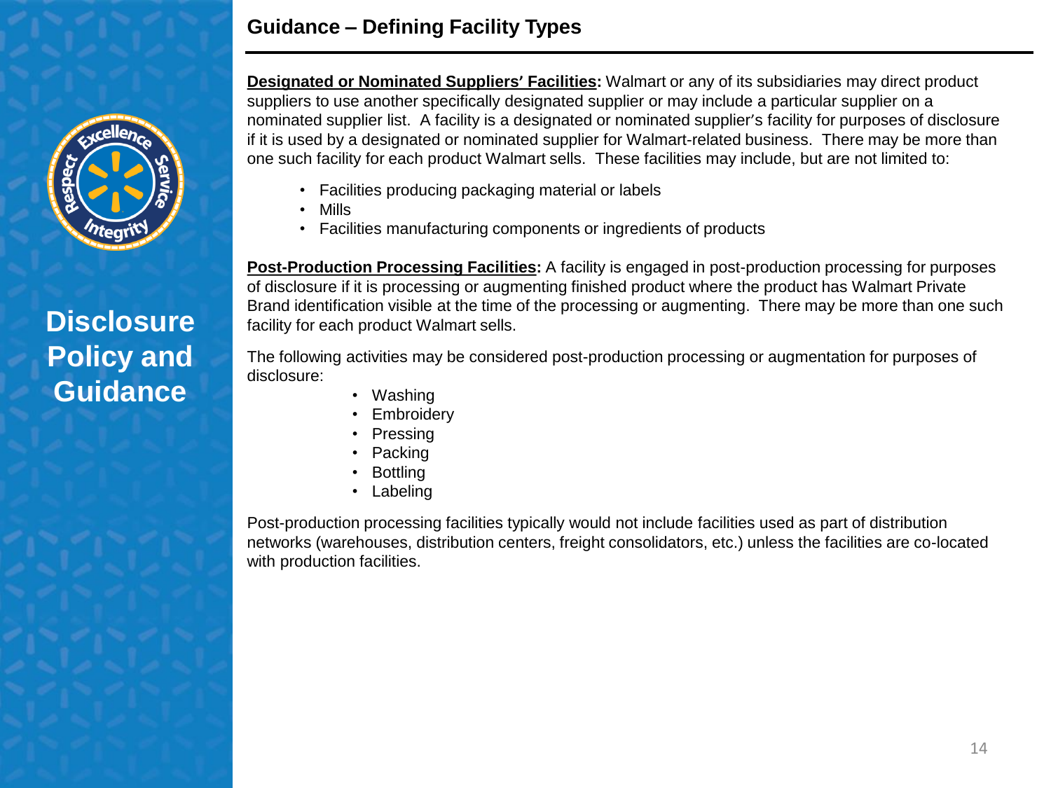## Guidance – Defining Facility Types

**Designated or Nominated Suppliers' Facilities:** Walmart or any of its subsidiaries may direct product suppliers to use another specifically designated supplier or may include a particular supplier on a nominated supplier list. A facility is a designated or nominated supplier's facility for purposes of disclosure if it is used by a designated or nominated supplier for Walmart-related business. There may be more than one such facility for each product Walmart sells. These facilities may include, but are not limited to:

- Facilities producing packaging material or labels
- Mills
- Facilities manufacturing components or ingredients of products

**Post-Production Processing Facilities:** A facility is engaged in post-production processing for purposes of disclosure if it is processing or augmenting finished product where the product has Walmart Private Brand identification visible at the time of the processing or augmenting. There may be more than one such facility for each product Walmart sells.

The following activities may be considered post-production processing or augmentation for purposes of disclosure:

- Washing
- Embroidery
- Pressing
- Packing
- Bottling
- Labeling

Post-production processing facilities typically would not include facilities used as part of distribution networks (warehouses, distribution centers, freight consolidators, etc.) unless the facilities are co-located with production facilities.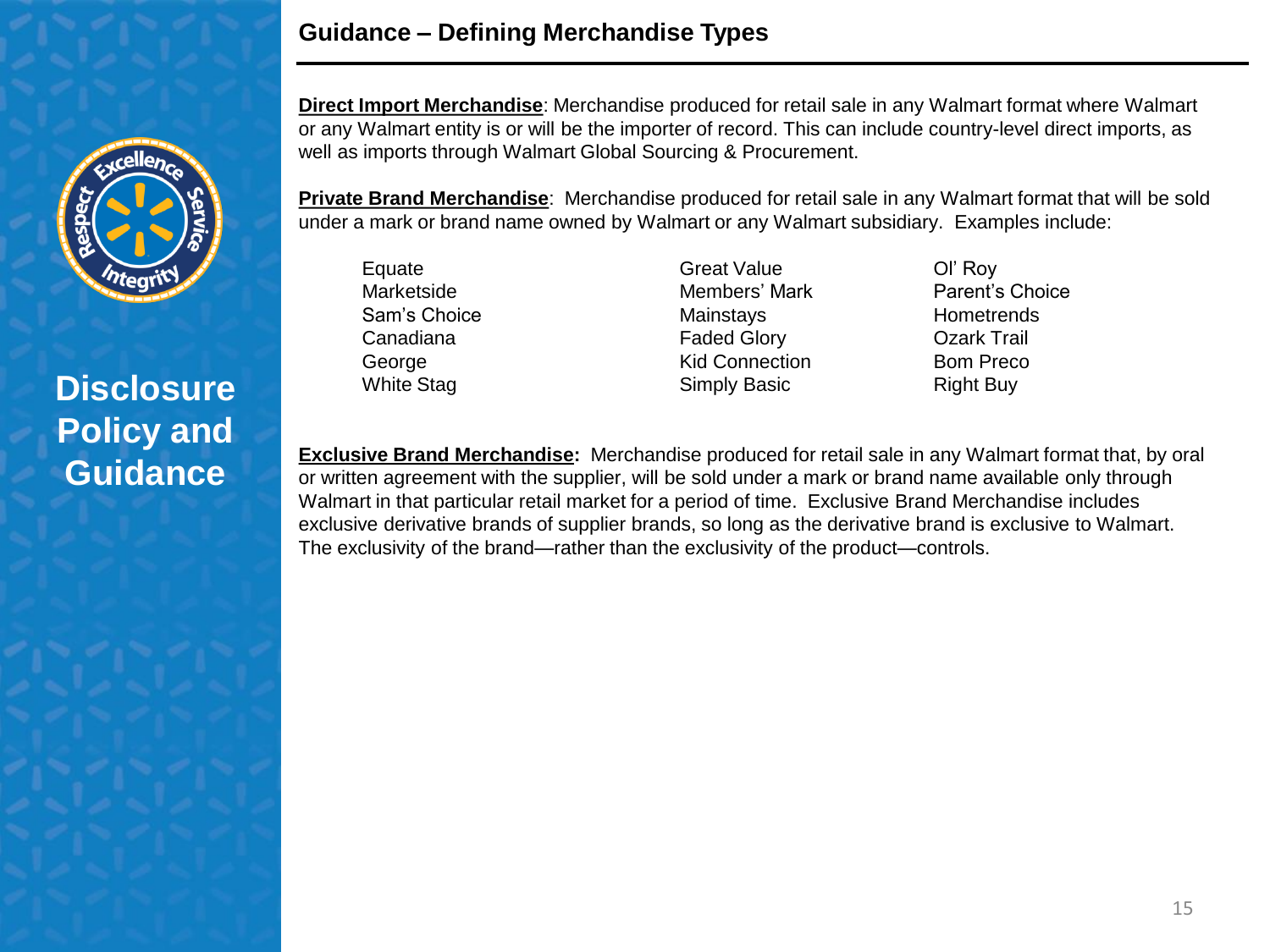Disclosure Policy and Guidance

## Guidance – Defining Merchandise Types

**Direct Import Merchandise**: Merchandise produced for retail sale in any Walmart format where Walmart or any Walmart entity is or will be the importer of record. This can include country-level direct imports, as well as imports through Walmart Global Sourcing & Procurement.

**Private Brand Merchandise**: Merchandise produced for retail sale in any Walmart format that will be sold under a mark or brand name owned by Walmart or any Walmart subsidiary. Examples include:

| | | |
|---|---|---|
| Equate | Great Value | Ol' Roy |
| Marketside | Members' Mark | Parent's Choice |
| Sam's Choice | Mainstays | Hometrends |
| Canadiana | Faded Glory | Ozark Trail |
| George | Kid Connection | Bom Preco |
| White Stag | Simply Basic | Right Buy |

**Exclusive Brand Merchandise:** Merchandise produced for retail sale in any Walmart format that, by oral or written agreement with the supplier, will be sold under a mark or brand name available only through Walmart in that particular retail market for a period of time. Exclusive Brand Merchandise includes exclusive derivative brands of supplier brands, so long as the derivative brand is exclusive to Walmart. The exclusivity of the brand—rather than the exclusivity of the product—controls.